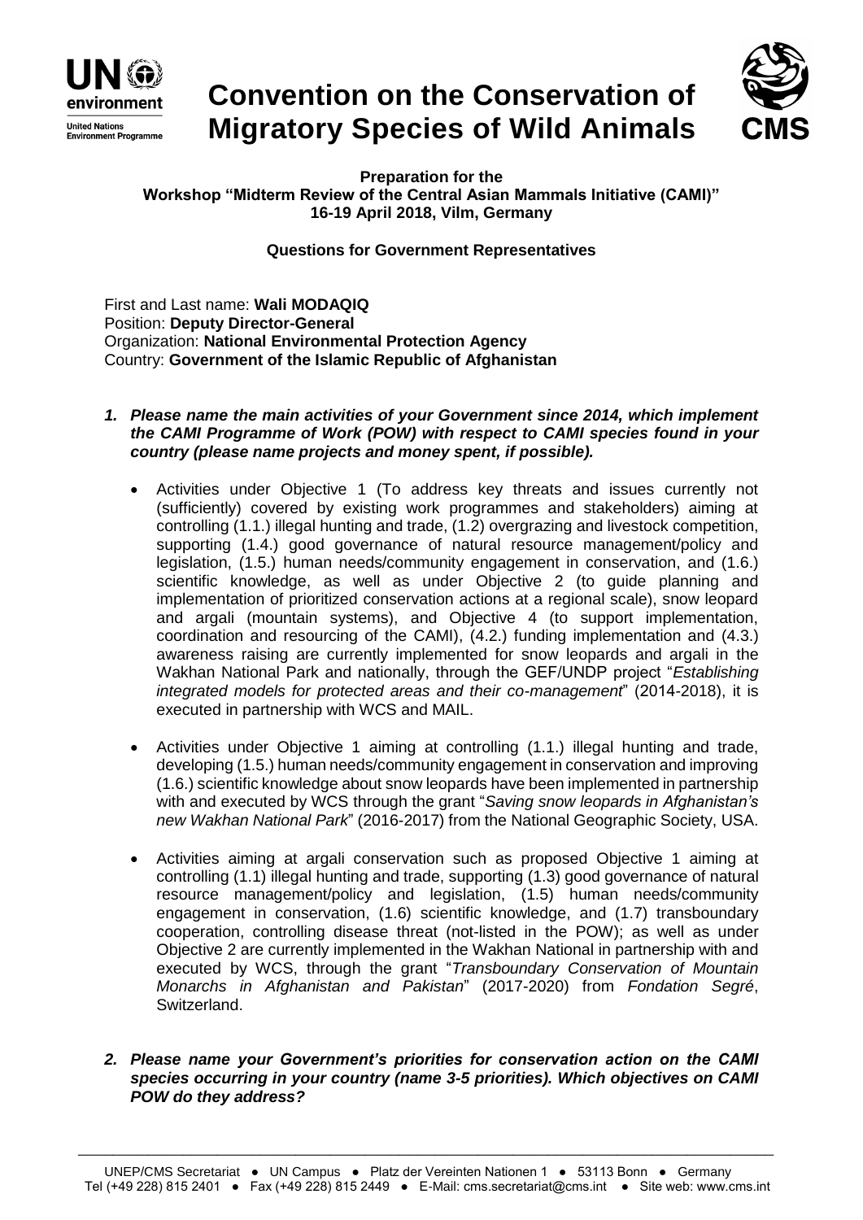# Convention on the Conservation of Migratory Species of Wild Animals

**Preparation for the**
**Workshop "Midterm Review of the Central Asian Mammals Initiative (CAMI)"**
**16-19 April 2018, Vilm, Germany**

**Questions for Government Representatives**

First and Last name: **Wali MODAQIQ**
Position: **Deputy Director-General**
Organization: **National Environmental Protection Agency**
Country: **Government of the Islamic Republic of Afghanistan**

1. ***Please name the main activities of your Government since 2014, which implement the CAMI Programme of Work (POW) with respect to CAMI species found in your country (please name projects and money spent, if possible).***

   - Activities under Objective 1 (To address key threats and issues currently not (sufficiently) covered by existing work programmes and stakeholders) aiming at controlling (1.1.) illegal hunting and trade, (1.2) overgrazing and livestock competition, supporting (1.4.) good governance of natural resource management/policy and legislation, (1.5.) human needs/community engagement in conservation, and (1.6.) scientific knowledge, as well as under Objective 2 (to guide planning and implementation of prioritized conservation actions at a regional scale), snow leopard and argali (mountain systems), and Objective 4 (to support implementation, coordination and resourcing of the CAMI), (4.2.) funding implementation and (4.3.) awareness raising are currently implemented for snow leopards and argali in the Wakhan National Park and nationally, through the GEF/UNDP project "*Establishing integrated models for protected areas and their co-management*" (2014-2018), it is executed in partnership with WCS and MAIL.

   - Activities under Objective 1 aiming at controlling (1.1.) illegal hunting and trade, developing (1.5.) human needs/community engagement in conservation and improving (1.6.) scientific knowledge about snow leopards have been implemented in partnership with and executed by WCS through the grant "*Saving snow leopards in Afghanistan's new Wakhan National Park*" (2016-2017) from the National Geographic Society, USA.

   - Activities aiming at argali conservation such as proposed Objective 1 aiming at controlling (1.1) illegal hunting and trade, supporting (1.3) good governance of natural resource management/policy and legislation, (1.5) human needs/community engagement in conservation, (1.6) scientific knowledge, and (1.7) transboundary cooperation, controlling disease threat (not-listed in the POW); as well as under Objective 2 are currently implemented in the Wakhan National in partnership with and executed by WCS, through the grant "*Transboundary Conservation of Mountain Monarchs in Afghanistan and Pakistan*" (2017-2020) from *Fondation Segré*, Switzerland.

2. ***Please name your Government's priorities for conservation action on the CAMI species occurring in your country (name 3-5 priorities). Which objectives on CAMI POW do they address?***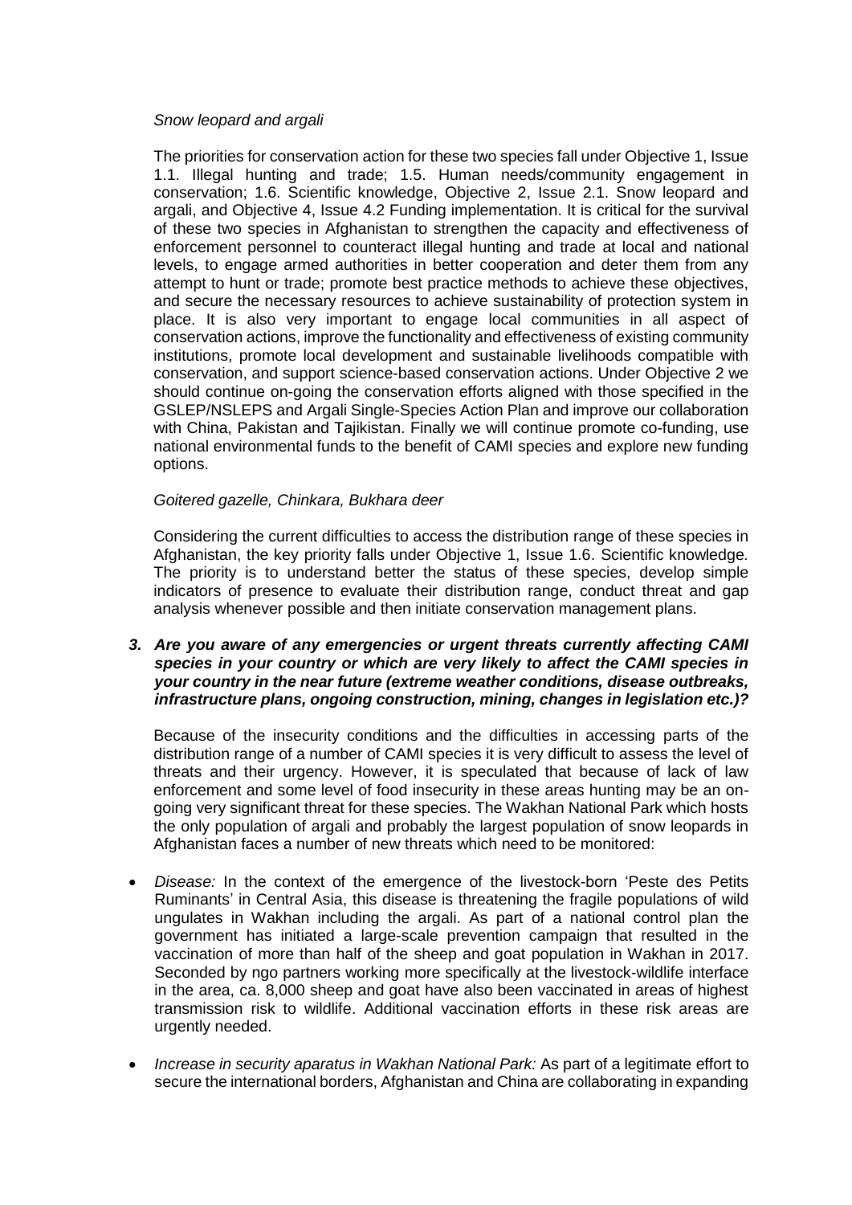*Snow leopard and argali*

The priorities for conservation action for these two species fall under Objective 1, Issue 1.1. Illegal hunting and trade; 1.5. Human needs/community engagement in conservation; 1.6. Scientific knowledge, Objective 2, Issue 2.1. Snow leopard and argali, and Objective 4, Issue 4.2 Funding implementation. It is critical for the survival of these two species in Afghanistan to strengthen the capacity and effectiveness of enforcement personnel to counteract illegal hunting and trade at local and national levels, to engage armed authorities in better cooperation and deter them from any attempt to hunt or trade; promote best practice methods to achieve these objectives, and secure the necessary resources to achieve sustainability of protection system in place. It is also very important to engage local communities in all aspect of conservation actions, improve the functionality and effectiveness of existing community institutions, promote local development and sustainable livelihoods compatible with conservation, and support science-based conservation actions. Under Objective 2 we should continue on-going the conservation efforts aligned with those specified in the GSLEP/NSLEPS and Argali Single-Species Action Plan and improve our collaboration with China, Pakistan and Tajikistan. Finally we will continue promote co-funding, use national environmental funds to the benefit of CAMI species and explore new funding options.

*Goitered gazelle, Chinkara, Bukhara deer*

Considering the current difficulties to access the distribution range of these species in Afghanistan, the key priority falls under Objective 1, Issue 1.6. Scientific knowledge. The priority is to understand better the status of these species, develop simple indicators of presence to evaluate their distribution range, conduct threat and gap analysis whenever possible and then initiate conservation management plans.

***3. Are you aware of any emergencies or urgent threats currently affecting CAMI species in your country or which are very likely to affect the CAMI species in your country in the near future (extreme weather conditions, disease outbreaks, infrastructure plans, ongoing construction, mining, changes in legislation etc.)?***

Because of the insecurity conditions and the difficulties in accessing parts of the distribution range of a number of CAMI species it is very difficult to assess the level of threats and their urgency. However, it is speculated that because of lack of law enforcement and some level of food insecurity in these areas hunting may be an on-going very significant threat for these species. The Wakhan National Park which hosts the only population of argali and probably the largest population of snow leopards in Afghanistan faces a number of new threats which need to be monitored:

- *Disease:* In the context of the emergence of the livestock-born 'Peste des Petits Ruminants' in Central Asia, this disease is threatening the fragile populations of wild ungulates in Wakhan including the argali. As part of a national control plan the government has initiated a large-scale prevention campaign that resulted in the vaccination of more than half of the sheep and goat population in Wakhan in 2017. Seconded by ngo partners working more specifically at the livestock-wildlife interface in the area, ca. 8,000 sheep and goat have also been vaccinated in areas of highest transmission risk to wildlife. Additional vaccination efforts in these risk areas are urgently needed.
- *Increase in security aparatus in Wakhan National Park:* As part of a legitimate effort to secure the international borders, Afghanistan and China are collaborating in expanding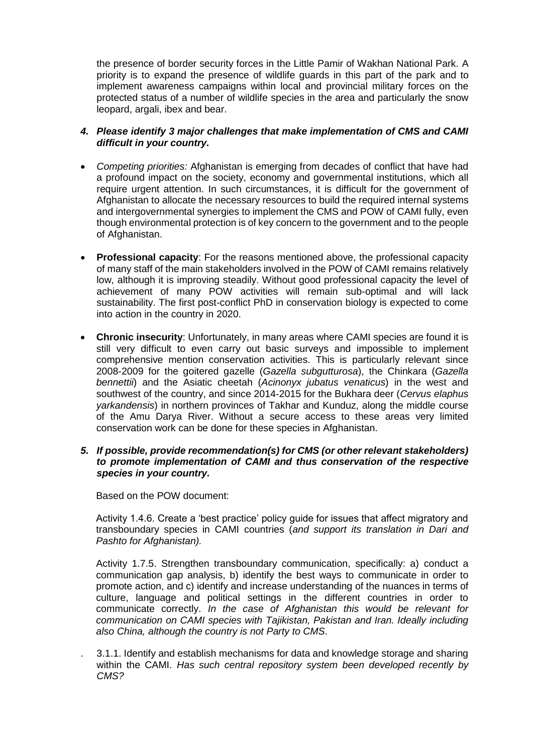the presence of border security forces in the Little Pamir of Wakhan National Park. A priority is to expand the presence of wildlife guards in this part of the park and to implement awareness campaigns within local and provincial military forces on the protected status of a number of wildlife species in the area and particularly the snow leopard, argali, ibex and bear.

***4. Please identify 3 major challenges that make implementation of CMS and CAMI difficult in your country.***

- *Competing priorities:* Afghanistan is emerging from decades of conflict that have had a profound impact on the society, economy and governmental institutions, which all require urgent attention. In such circumstances, it is difficult for the government of Afghanistan to allocate the necessary resources to build the required internal systems and intergovernmental synergies to implement the CMS and POW of CAMI fully, even though environmental protection is of key concern to the government and to the people of Afghanistan.
- **Professional capacity**: For the reasons mentioned above, the professional capacity of many staff of the main stakeholders involved in the POW of CAMI remains relatively low, although it is improving steadily. Without good professional capacity the level of achievement of many POW activities will remain sub-optimal and will lack sustainability. The first post-conflict PhD in conservation biology is expected to come into action in the country in 2020.
- **Chronic insecurity**: Unfortunately, in many areas where CAMI species are found it is still very difficult to even carry out basic surveys and impossible to implement comprehensive mention conservation activities. This is particularly relevant since 2008-2009 for the goitered gazelle (*Gazella subgutturosa*), the Chinkara (*Gazella bennettii*) and the Asiatic cheetah (*Acinonyx jubatus venaticus*) in the west and southwest of the country, and since 2014-2015 for the Bukhara deer (*Cervus elaphus yarkandensis*) in northern provinces of Takhar and Kunduz, along the middle course of the Amu Darya River. Without a secure access to these areas very limited conservation work can be done for these species in Afghanistan.

***5. If possible, provide recommendation(s) for CMS (or other relevant stakeholders) to promote implementation of CAMI and thus conservation of the respective species in your country.***

Based on the POW document:

Activity 1.4.6. Create a 'best practice' policy guide for issues that affect migratory and transboundary species in CAMI countries (*and support its translation in Dari and Pashto for Afghanistan).*

Activity 1.7.5. Strengthen transboundary communication, specifically: a) conduct a communication gap analysis, b) identify the best ways to communicate in order to promote action, and c) identify and increase understanding of the nuances in terms of culture, language and political settings in the different countries in order to communicate correctly. *In the case of Afghanistan this would be relevant for communication on CAMI species with Tajikistan, Pakistan and Iran. Ideally including also China, although the country is not Party to CMS*.

. 3.1.1. Identify and establish mechanisms for data and knowledge storage and sharing within the CAMI. *Has such central repository system been developed recently by CMS?*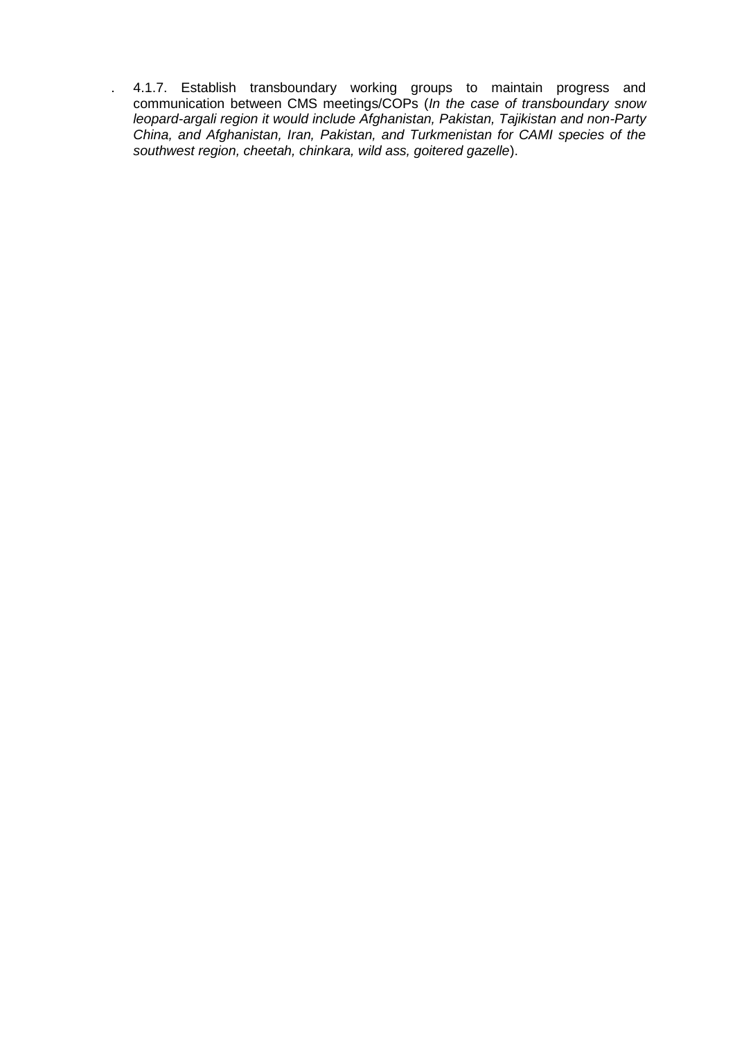. 4.1.7. Establish transboundary working groups to maintain progress and communication between CMS meetings/COPs (*In the case of transboundary snow leopard-argali region it would include Afghanistan, Pakistan, Tajikistan and non-Party China, and Afghanistan, Iran, Pakistan, and Turkmenistan for CAMI species of the southwest region, cheetah, chinkara, wild ass, goitered gazelle*).